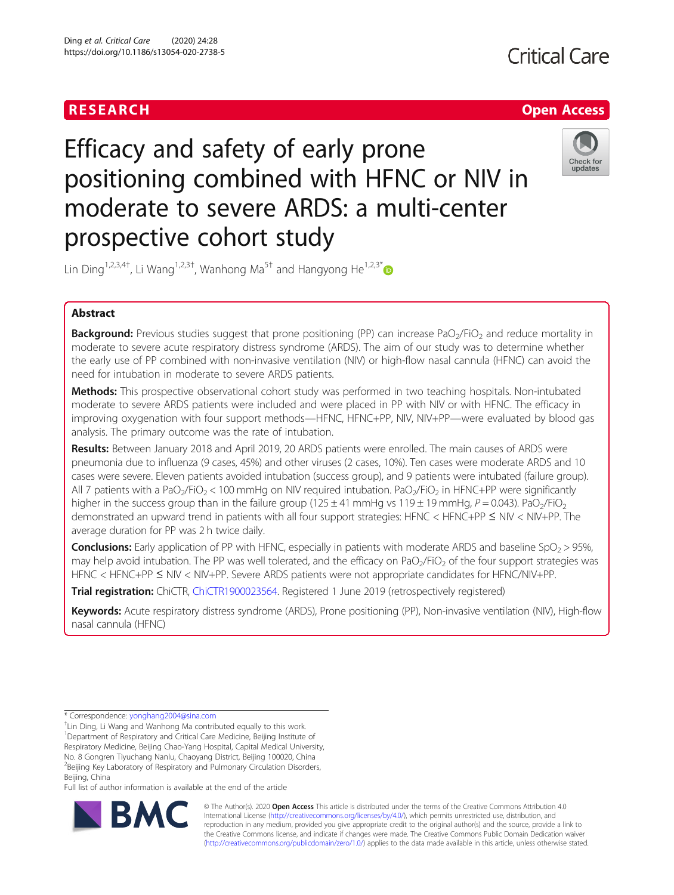# Efficacy and safety of early prone positioning combined with HFNC or NIV in moderate to severe ARDS: a multi-center prospective cohort study

Lin Ding[1,2,3,4†], Li Wang[1,2,3†], Wanhong Ma[5†] and Hangyong He[1,2,3*]

## Abstract

**Background:** Previous studies suggest that prone positioning (PP) can increase $PaO_2/FiO_2$ and reduce mortality in moderate to severe acute respiratory distress syndrome (ARDS). The aim of our study was to determine whether the early use of PP combined with non-invasive ventilation (NIV) or high-flow nasal cannula (HFNC) can avoid the need for intubation in moderate to severe ARDS patients.

**Methods:** This prospective observational cohort study was performed in two teaching hospitals. Non-intubated moderate to severe ARDS patients were included and were placed in PP with NIV or with HFNC. The efficacy in improving oxygenation with four support methods—HFNC, HFNC+PP, NIV, NIV+PP—were evaluated by blood gas analysis. The primary outcome was the rate of intubation.

**Results:** Between January 2018 and April 2019, 20 ARDS patients were enrolled. The main causes of ARDS were pneumonia due to influenza (9 cases, 45%) and other viruses (2 cases, 10%). Ten cases were moderate ARDS and 10 cases were severe. Eleven patients avoided intubation (success group), and 9 patients were intubated (failure group). All 7 patients with a $PaO_2/FiO_2 < 100$ mmHg on NIV required intubation. $PaO_2/FiO_2$ in HFNC+PP were significantly higher in the success group than in the failure group ($125 \pm 41$ mmHg vs $119 \pm 19$ mmHg, $P = 0.043$). $PaO_2/FiO_2$ demonstrated an upward trend in patients with all four support strategies: HFNC < HFNC+PP ≤ NIV < NIV+PP. The average duration for PP was 2 h twice daily.

**Conclusions:** Early application of PP with HFNC, especially in patients with moderate ARDS and baseline $SpO_2 > 95\%$, may help avoid intubation. The PP was well tolerated, and the efficacy on $PaO_2/FiO_2$ of the four support strategies was HFNC < HFNC+PP ≤ NIV < NIV+PP. Severe ARDS patients were not appropriate candidates for HFNC/NIV+PP.

**Trial registration:** ChiCTR, ChiCTR1900023564. Registered 1 June 2019 (retrospectively registered)

**Keywords:** Acute respiratory distress syndrome (ARDS), Prone positioning (PP), Non-invasive ventilation (NIV), High-flow nasal cannula (HFNC)

---

\* Correspondence: yonghang2004@sina.com

†Lin Ding, Li Wang and Wanhong Ma contributed equally to this work.

[1]Department of Respiratory and Critical Care Medicine, Beijing Institute of Respiratory Medicine, Beijing Chao-Yang Hospital, Capital Medical University, No. 8 Gongren Tiyuchang Nanlu, Chaoyang District, Beijing 100020, China

[2]Beijing Key Laboratory of Respiratory and Pulmonary Circulation Disorders, Beijing, China

Full list of author information is available at the end of the article

© The Author(s). 2020 **Open Access** This article is distributed under the terms of the Creative Commons Attribution 4.0 International License (http://creativecommons.org/licenses/by/4.0/), which permits unrestricted use, distribution, and reproduction in any medium, provided you give appropriate credit to the original author(s) and the source, provide a link to the Creative Commons license, and indicate if changes were made. The Creative Commons Public Domain Dedication waiver (http://creativecommons.org/publicdomain/zero/1.0/) applies to the data made available in this article, unless otherwise stated.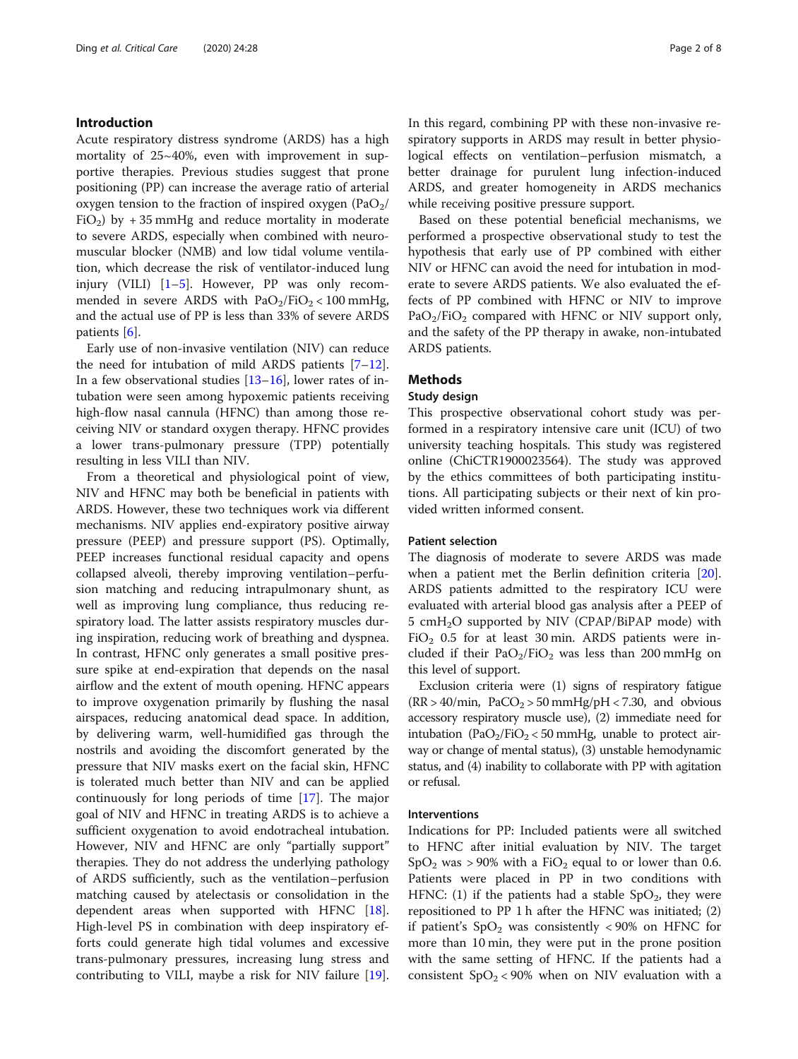## Introduction

Acute respiratory distress syndrome (ARDS) has a high mortality of 25~40%, even with improvement in supportive therapies. Previous studies suggest that prone positioning (PP) can increase the average ratio of arterial oxygen tension to the fraction of inspired oxygen ($PaO_2$/$FiO_2$) by + 35 mmHg and reduce mortality in moderate to severe ARDS, especially when combined with neuromuscular blocker (NMB) and low tidal volume ventilation, which decrease the risk of ventilator-induced lung injury (VILI) [1–5]. However, PP was only recommended in severe ARDS with $PaO_2$/$FiO_2$ < 100 mmHg, and the actual use of PP is less than 33% of severe ARDS patients [6].

Early use of non-invasive ventilation (NIV) can reduce the need for intubation of mild ARDS patients [7–12]. In a few observational studies [13–16], lower rates of intubation were seen among hypoxemic patients receiving high-flow nasal cannula (HFNC) than among those receiving NIV or standard oxygen therapy. HFNC provides a lower trans-pulmonary pressure (TPP) potentially resulting in less VILI than NIV.

From a theoretical and physiological point of view, NIV and HFNC may both be beneficial in patients with ARDS. However, these two techniques work via different mechanisms. NIV applies end-expiratory positive airway pressure (PEEP) and pressure support (PS). Optimally, PEEP increases functional residual capacity and opens collapsed alveoli, thereby improving ventilation–perfusion matching and reducing intrapulmonary shunt, as well as improving lung compliance, thus reducing respiratory load. The latter assists respiratory muscles during inspiration, reducing work of breathing and dyspnea. In contrast, HFNC only generates a small positive pressure spike at end-expiration that depends on the nasal airflow and the extent of mouth opening. HFNC appears to improve oxygenation primarily by flushing the nasal airspaces, reducing anatomical dead space. In addition, by delivering warm, well-humidified gas through the nostrils and avoiding the discomfort generated by the pressure that NIV masks exert on the facial skin, HFNC is tolerated much better than NIV and can be applied continuously for long periods of time [17]. The major goal of NIV and HFNC in treating ARDS is to achieve a sufficient oxygenation to avoid endotracheal intubation. However, NIV and HFNC are only "partially support" therapies. They do not address the underlying pathology of ARDS sufficiently, such as the ventilation–perfusion matching caused by atelectasis or consolidation in the dependent areas when supported with HFNC [18]. High-level PS in combination with deep inspiratory efforts could generate high tidal volumes and excessive trans-pulmonary pressures, increasing lung stress and contributing to VILI, maybe a risk for NIV failure [19]. In this regard, combining PP with these non-invasive respiratory supports in ARDS may result in better physiological effects on ventilation–perfusion mismatch, a better drainage for purulent lung infection-induced ARDS, and greater homogeneity in ARDS mechanics while receiving positive pressure support.

Based on these potential beneficial mechanisms, we performed a prospective observational study to test the hypothesis that early use of PP combined with either NIV or HFNC can avoid the need for intubation in moderate to severe ARDS patients. We also evaluated the effects of PP combined with HFNC or NIV to improve $PaO_2$/$FiO_2$ compared with HFNC or NIV support only, and the safety of the PP therapy in awake, non-intubated ARDS patients.

## Methods

### Study design

This prospective observational cohort study was performed in a respiratory intensive care unit (ICU) of two university teaching hospitals. This study was registered online (ChiCTR1900023564). The study was approved by the ethics committees of both participating institutions. All participating subjects or their next of kin provided written informed consent.

### Patient selection

The diagnosis of moderate to severe ARDS was made when a patient met the Berlin definition criteria [20]. ARDS patients admitted to the respiratory ICU were evaluated with arterial blood gas analysis after a PEEP of 5 cm$H_2O$ supported by NIV (CPAP/BiPAP mode) with $FiO_2$ 0.5 for at least 30 min. ARDS patients were included if their $PaO_2$/$FiO_2$ was less than 200 mmHg on this level of support.

Exclusion criteria were (1) signs of respiratory fatigue (RR > 40/min, $PaCO_2$ > 50 mmHg/pH < 7.30, and obvious accessory respiratory muscle use), (2) immediate need for intubation ($PaO_2$/$FiO_2$ < 50 mmHg, unable to protect airway or change of mental status), (3) unstable hemodynamic status, and (4) inability to collaborate with PP with agitation or refusal.

### Interventions

Indications for PP: Included patients were all switched to HFNC after initial evaluation by NIV. The target $SpO_2$ was > 90% with a $FiO_2$ equal to or lower than 0.6. Patients were placed in PP in two conditions with HFNC: (1) if the patients had a stable $SpO_2$, they were repositioned to PP 1 h after the HFNC was initiated; (2) if patient's $SpO_2$ was consistently < 90% on HFNC for more than 10 min, they were put in the prone position with the same setting of HFNC. If the patients had a consistent $SpO_2$ < 90% when on NIV evaluation with a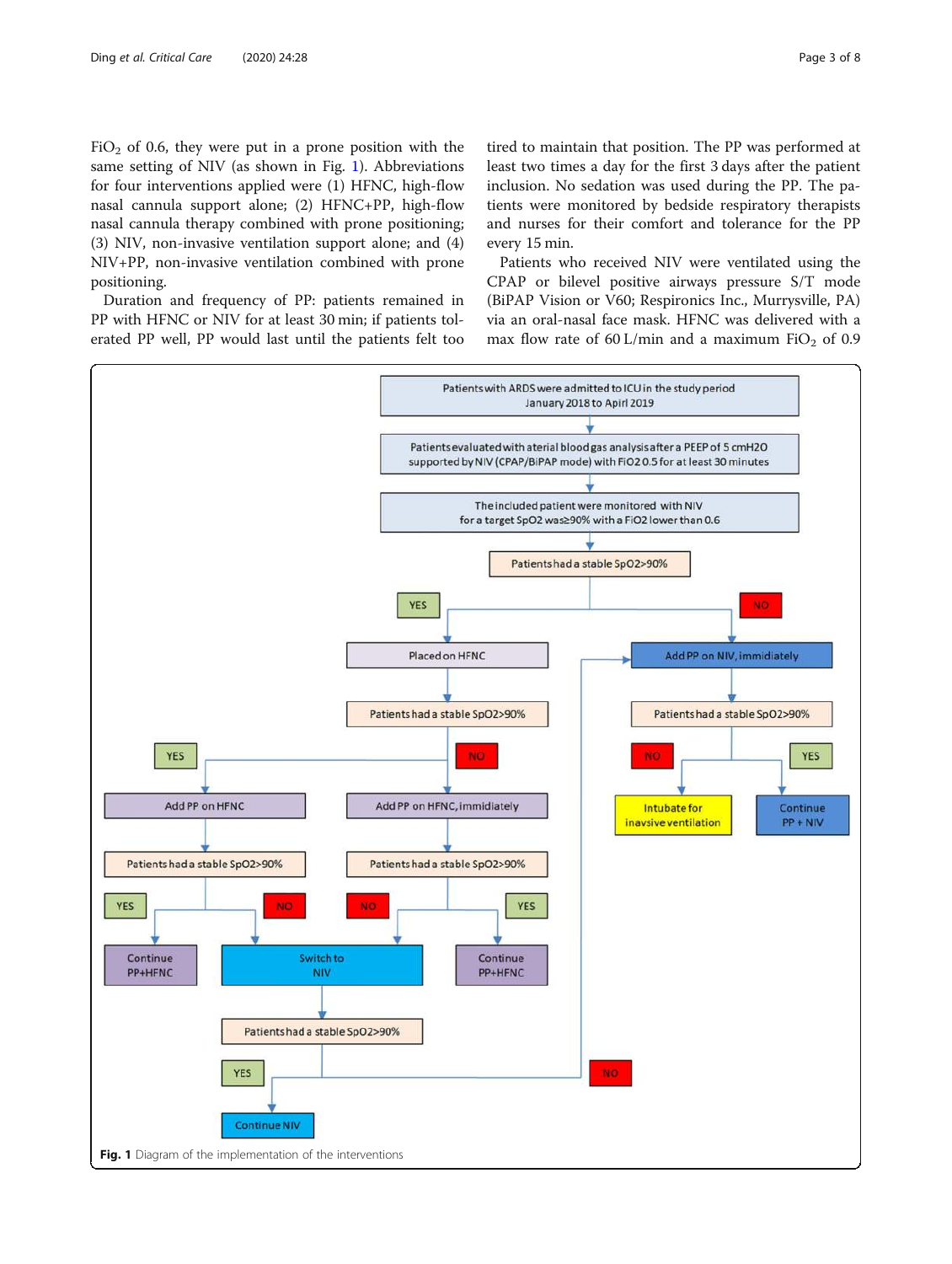$FiO_2$ of 0.6, they were put in a prone position with the same setting of NIV (as shown in Fig. 1). Abbreviations for four interventions applied were (1) HFNC, high-flow nasal cannula support alone; (2) HFNC+PP, high-flow nasal cannula therapy combined with prone positioning; (3) NIV, non-invasive ventilation support alone; and (4) NIV+PP, non-invasive ventilation combined with prone positioning.

Duration and frequency of PP: patients remained in PP with HFNC or NIV for at least 30 min; if patients tolerated PP well, PP would last until the patients felt too tired to maintain that position. The PP was performed at least two times a day for the first 3 days after the patient inclusion. No sedation was used during the PP. The patients were monitored by bedside respiratory therapists and nurses for their comfort and tolerance for the PP every 15 min.

Patients who received NIV were ventilated using the CPAP or bilevel positive airways pressure S/T mode (BiPAP Vision or V60; Respironics Inc., Murrysville, PA) via an oral-nasal face mask. HFNC was delivered with a max flow rate of 60 L/min and a maximum $FiO_2$ of 0.9

**Fig. 1** Diagram of the implementation of the interventions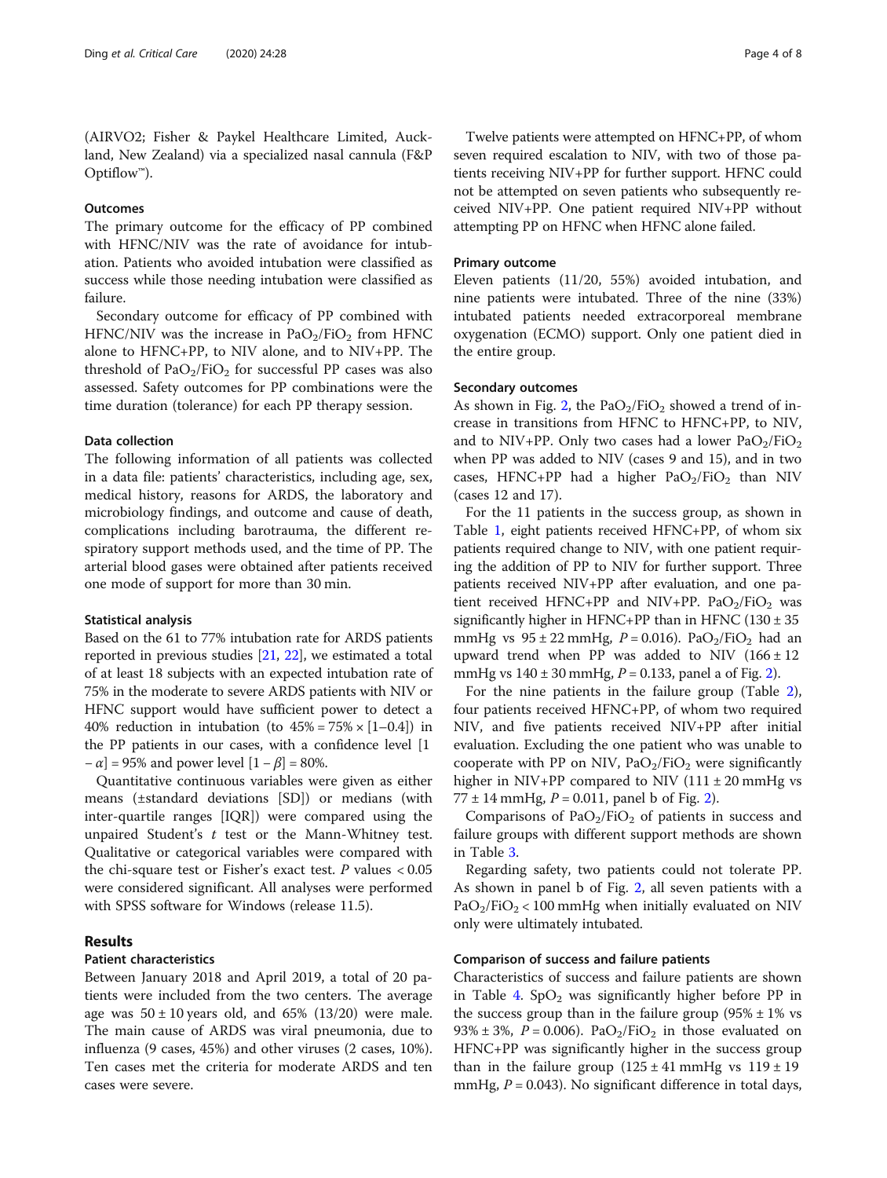(AIRVO2; Fisher & Paykel Healthcare Limited, Auckland, New Zealand) via a specialized nasal cannula (F&P Optiflow™).

### Outcomes

The primary outcome for the efficacy of PP combined with HFNC/NIV was the rate of avoidance for intubation. Patients who avoided intubation were classified as success while those needing intubation were classified as failure.

Secondary outcome for efficacy of PP combined with HFNC/NIV was the increase in $PaO_2/FiO_2$ from HFNC alone to HFNC+PP, to NIV alone, and to NIV+PP. The threshold of $PaO_2/FiO_2$ for successful PP cases was also assessed. Safety outcomes for PP combinations were the time duration (tolerance) for each PP therapy session.

### Data collection

The following information of all patients was collected in a data file: patients' characteristics, including age, sex, medical history, reasons for ARDS, the laboratory and microbiology findings, and outcome and cause of death, complications including barotrauma, the different respiratory support methods used, and the time of PP. The arterial blood gases were obtained after patients received one mode of support for more than 30 min.

### Statistical analysis

Based on the 61 to 77% intubation rate for ARDS patients reported in previous studies [21, 22], we estimated a total of at least 18 subjects with an expected intubation rate of 75% in the moderate to severe ARDS patients with NIV or HFNC support would have sufficient power to detect a 40% reduction in intubation (to $45\% = 75\% \times [1–0.4]$) in the PP patients in our cases, with a confidence level $[1 - \alpha] = 95\%$ and power level $[1 - \beta] = 80\%$.

Quantitative continuous variables were given as either means (±standard deviations [SD]) or medians (with inter-quartile ranges [IQR]) were compared using the unpaired Student's *t* test or the Mann-Whitney test. Qualitative or categorical variables were compared with the chi-square test or Fisher's exact test. *P* values < 0.05 were considered significant. All analyses were performed with SPSS software for Windows (release 11.5).

## Results

### Patient characteristics

Between January 2018 and April 2019, a total of 20 patients were included from the two centers. The average age was 50 ± 10 years old, and 65% (13/20) were male. The main cause of ARDS was viral pneumonia, due to influenza (9 cases, 45%) and other viruses (2 cases, 10%). Ten cases met the criteria for moderate ARDS and ten cases were severe.

Twelve patients were attempted on HFNC+PP, of whom seven required escalation to NIV, with two of those patients receiving NIV+PP for further support. HFNC could not be attempted on seven patients who subsequently received NIV+PP. One patient required NIV+PP without attempting PP on HFNC when HFNC alone failed.

### Primary outcome

Eleven patients (11/20, 55%) avoided intubation, and nine patients were intubated. Three of the nine (33%) intubated patients needed extracorporeal membrane oxygenation (ECMO) support. Only one patient died in the entire group.

### Secondary outcomes

As shown in Fig. 2, the $PaO_2/FiO_2$ showed a trend of increase in transitions from HFNC to HFNC+PP, to NIV, and to NIV+PP. Only two cases had a lower $PaO_2/FiO_2$ when PP was added to NIV (cases 9 and 15), and in two cases, HFNC+PP had a higher $PaO_2/FiO_2$ than NIV (cases 12 and 17).

For the 11 patients in the success group, as shown in Table 1, eight patients received HFNC+PP, of whom six patients required change to NIV, with one patient requiring the addition of PP to NIV for further support. Three patients received NIV+PP after evaluation, and one patient received HFNC+PP and NIV+PP. $PaO_2/FiO_2$ was significantly higher in HFNC+PP than in HFNC (130 ± 35 mmHg vs 95 ± 22 mmHg, $P = 0.016$). $PaO_2/FiO_2$ had an upward trend when PP was added to NIV (166 ± 12 mmHg vs 140 ± 30 mmHg, $P = 0.133$, panel a of Fig. 2).

For the nine patients in the failure group (Table 2), four patients received HFNC+PP, of whom two required NIV, and five patients received NIV+PP after initial evaluation. Excluding the one patient who was unable to cooperate with PP on NIV, $PaO_2/FiO_2$ were significantly higher in NIV+PP compared to NIV (111 ± 20 mmHg vs 77 ± 14 mmHg, $P = 0.011$, panel b of Fig. 2).

Comparisons of $PaO_2/FiO_2$ of patients in success and failure groups with different support methods are shown in Table 3.

Regarding safety, two patients could not tolerate PP. As shown in panel b of Fig. 2, all seven patients with a $PaO_2/FiO_2 < 100$ mmHg when initially evaluated on NIV only were ultimately intubated.

### Comparison of success and failure patients

Characteristics of success and failure patients are shown in Table 4. $SpO_2$ was significantly higher before PP in the success group than in the failure group (95% ± 1% vs 93% ± 3%, $P = 0.006$). $PaO_2/FiO_2$ in those evaluated on HFNC+PP was significantly higher in the success group than in the failure group (125 ± 41 mmHg vs 119 ± 19 mmHg, $P = 0.043$). No significant difference in total days,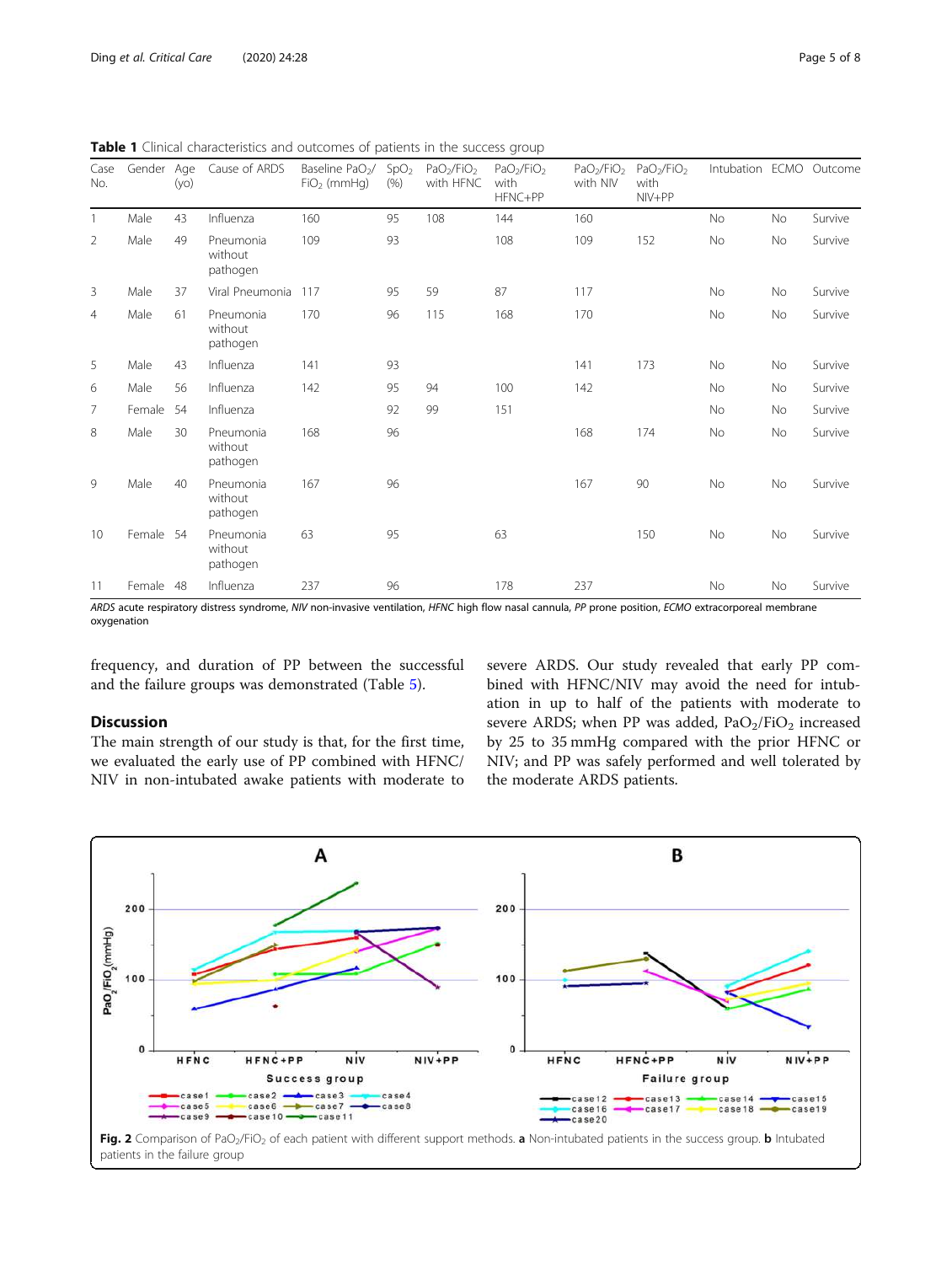**Table 1** Clinical characteristics and outcomes of patients in the success group

| Case No. | Gender | Age (yo) | Cause of ARDS | Baseline $PaO_2/FiO_2$ (mmHg) | $SpO_2$ (%) | $PaO_2/FiO_2$ with HFNC | $PaO_2/FiO_2$ with HFNC+PP | $PaO_2/FiO_2$ with NIV | $PaO_2/FiO_2$ with NIV+PP | Intubation | ECMO | Outcome |
|---|---|---|---|---|---|---|---|---|---|---|---|---|
| 1 | Male | 43 | Influenza | 160 | 95 | 108 | 144 | 160 | | No | No | Survive |
| 2 | Male | 49 | Pneumonia without pathogen | 109 | 93 | | 108 | 109 | 152 | No | No | Survive |
| 3 | Male | 37 | Viral Pneumonia | 117 | 95 | 59 | 87 | 117 | | No | No | Survive |
| 4 | Male | 61 | Pneumonia without pathogen | 170 | 96 | 115 | 168 | 170 | | No | No | Survive |
| 5 | Male | 43 | Influenza | 141 | 93 | | | 141 | 173 | No | No | Survive |
| 6 | Male | 56 | Influenza | 142 | 95 | 94 | 100 | 142 | | No | No | Survive |
| 7 | Female | 54 | Influenza | | 92 | 99 | 151 | | | No | No | Survive |
| 8 | Male | 30 | Pneumonia without pathogen | 168 | 96 | | | 168 | 174 | No | No | Survive |
| 9 | Male | 40 | Pneumonia without pathogen | 167 | 96 | | | 167 | 90 | No | No | Survive |
| 10 | Female | 54 | Pneumonia without pathogen | 63 | 95 | | 63 | | 150 | No | No | Survive |
| 11 | Female | 48 | Influenza | 237 | 96 | | 178 | 237 | | No | No | Survive |

*ARDS* acute respiratory distress syndrome, *NIV* non-invasive ventilation, *HFNC* high flow nasal cannula, *PP* prone position, *ECMO* extracorporeal membrane oxygenation

frequency, and duration of PP between the successful and the failure groups was demonstrated (Table 5).

## Discussion

The main strength of our study is that, for the first time, we evaluated the early use of PP combined with HFNC/NIV in non-intubated awake patients with moderate to severe ARDS. Our study revealed that early PP combined with HFNC/NIV may avoid the need for intubation in up to half of the patients with moderate to severe ARDS; when PP was added, $PaO_2/FiO_2$ increased by 25 to 35 mmHg compared with the prior HFNC or NIV; and PP was safely performed and well tolerated by the moderate ARDS patients.

**Fig. 2** Comparison of $PaO_2/FiO_2$ of each patient with different support methods. **a** Non-intubated patients in the success group. **b** Intubated patients in the failure group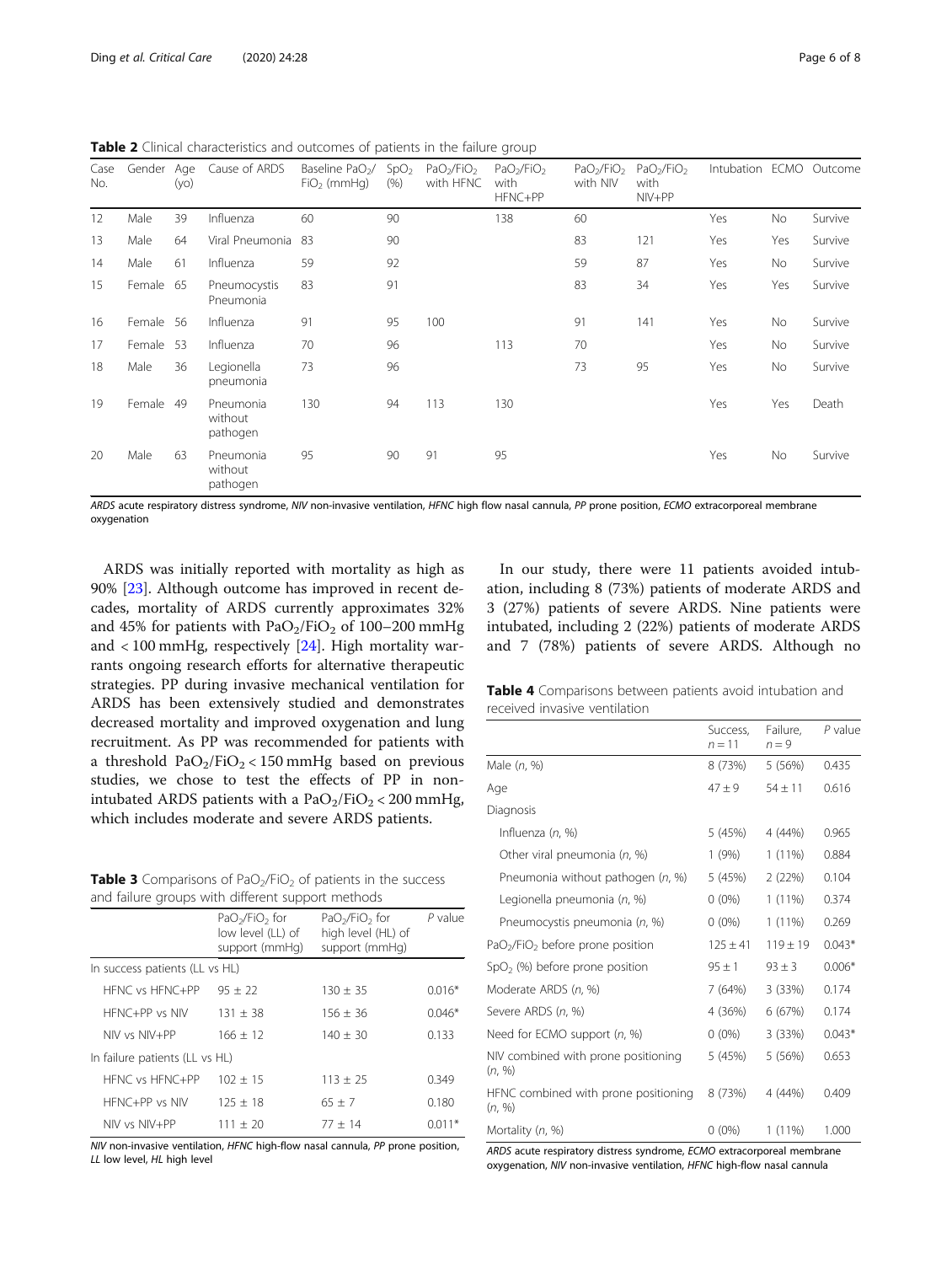**Table 2** Clinical characteristics and outcomes of patients in the failure group

| Case No. | Gender | Age (yo) | Cause of ARDS | Baseline $PaO_2/FiO_2$ (mmHg) | $SpO_2$ (%) | $PaO_2/FiO_2$ with HFNC | $PaO_2/FiO_2$ with HFNC+PP | $PaO_2/FiO_2$ with NIV | $PaO_2/FiO_2$ with NIV+PP | Intubation | ECMO | Outcome |
|---|---|---|---|---|---|---|---|---|---|---|---|---|
| 12 | Male | 39 | Influenza | 60 | 90 | | 138 | 60 | | Yes | No | Survive |
| 13 | Male | 64 | Viral Pneumonia | 83 | 90 | | | 83 | 121 | Yes | Yes | Survive |
| 14 | Male | 61 | Influenza | 59 | 92 | | | 59 | 87 | Yes | No | Survive |
| 15 | Female | 65 | Pneumocystis Pneumonia | 83 | 91 | | | 83 | 34 | Yes | Yes | Survive |
| 16 | Female | 56 | Influenza | 91 | 95 | 100 | | 91 | 141 | Yes | No | Survive |
| 17 | Female | 53 | Influenza | 70 | 96 | | 113 | 70 | | Yes | No | Survive |
| 18 | Male | 36 | Legionella pneumonia | 73 | 96 | | | 73 | 95 | Yes | No | Survive |
| 19 | Female | 49 | Pneumonia without pathogen | 130 | 94 | 113 | 130 | | | Yes | Yes | Death |
| 20 | Male | 63 | Pneumonia without pathogen | 95 | 90 | 91 | 95 | | | Yes | No | Survive |

*ARDS* acute respiratory distress syndrome, *NIV* non-invasive ventilation, *HFNC* high flow nasal cannula, *PP* prone position, *ECMO* extracorporeal membrane oxygenation

ARDS was initially reported with mortality as high as 90% [23]. Although outcome has improved in recent decades, mortality of ARDS currently approximates 32% and 45% for patients with $PaO_2/FiO_2$ of 100–200 mmHg and < 100 mmHg, respectively [24]. High mortality warrants ongoing research efforts for alternative therapeutic strategies. PP during invasive mechanical ventilation for ARDS has been extensively studied and demonstrates decreased mortality and improved oxygenation and lung recruitment. As PP was recommended for patients with a threshold $PaO_2/FiO_2 < 150$ mmHg based on previous studies, we chose to test the effects of PP in non-intubated ARDS patients with a $PaO_2/FiO_2 < 200$ mmHg, which includes moderate and severe ARDS patients.

**Table 3** Comparisons of $PaO_2/FiO_2$ of patients in the success and failure groups with different support methods

| | $PaO_2/FiO_2$ for low level (LL) of support (mmHg) | $PaO_2/FiO_2$ for high level (HL) of support (mmHg) | *P* value |
|---|---|---|---|
| In success patients (LL vs HL) | | | |
| HFNC vs HFNC+PP | 95 ± 22 | 130 ± 35 | 0.016* |
| HFNC+PP vs NIV | 131 ± 38 | 156 ± 36 | 0.046* |
| NIV vs NIV+PP | 166 ± 12 | 140 ± 30 | 0.133 |
| In failure patients (LL vs HL) | | | |
| HFNC vs HFNC+PP | 102 ± 15 | 113 ± 25 | 0.349 |
| HFNC+PP vs NIV | 125 ± 18 | 65 ± 7 | 0.180 |
| NIV vs NIV+PP | 111 ± 20 | 77 ± 14 | 0.011* |

*NIV* non-invasive ventilation, *HFNC* high-flow nasal cannula, *PP* prone position, *LL* low level, *HL* high level

In our study, there were 11 patients avoided intubation, including 8 (73%) patients of moderate ARDS and 3 (27%) patients of severe ARDS. Nine patients were intubated, including 2 (22%) patients of moderate ARDS and 7 (78%) patients of severe ARDS. Although no

**Table 4** Comparisons between patients avoid intubation and received invasive ventilation

| | Success, n = 11 | Failure, n = 9 | *P* value |
|---|---|---|---|
| Male (*n*, %) | 8 (73%) | 5 (56%) | 0.435 |
| Age | 47 ± 9 | 54 ± 11 | 0.616 |
| Diagnosis | | | |
| Influenza (*n*, %) | 5 (45%) | 4 (44%) | 0.965 |
| Other viral pneumonia (*n*, %) | 1 (9%) | 1 (11%) | 0.884 |
| Pneumonia without pathogen (*n*, %) | 5 (45%) | 2 (22%) | 0.104 |
| Legionella pneumonia (*n*, %) | 0 (0%) | 1 (11%) | 0.374 |
| Pneumocystis pneumonia (*n*, %) | 0 (0%) | 1 (11%) | 0.269 |
| $PaO_2/FiO_2$ before prone position | 125 ± 41 | 119 ± 19 | 0.043* |
| $SpO_2$ (%) before prone position | 95 ± 1 | 93 ± 3 | 0.006* |
| Moderate ARDS (*n*, %) | 7 (64%) | 3 (33%) | 0.174 |
| Severe ARDS (*n*, %) | 4 (36%) | 6 (67%) | 0.174 |
| Need for ECMO support (*n*, %) | 0 (0%) | 3 (33%) | 0.043* |
| NIV combined with prone positioning (*n*, %) | 5 (45%) | 5 (56%) | 0.653 |
| HFNC combined with prone positioning (*n*, %) | 8 (73%) | 4 (44%) | 0.409 |
| Mortality (*n*, %) | 0 (0%) | 1 (11%) | 1.000 |

*ARDS* acute respiratory distress syndrome, *ECMO* extracorporeal membrane oxygenation, *NIV* non-invasive ventilation, *HFNC* high-flow nasal cannula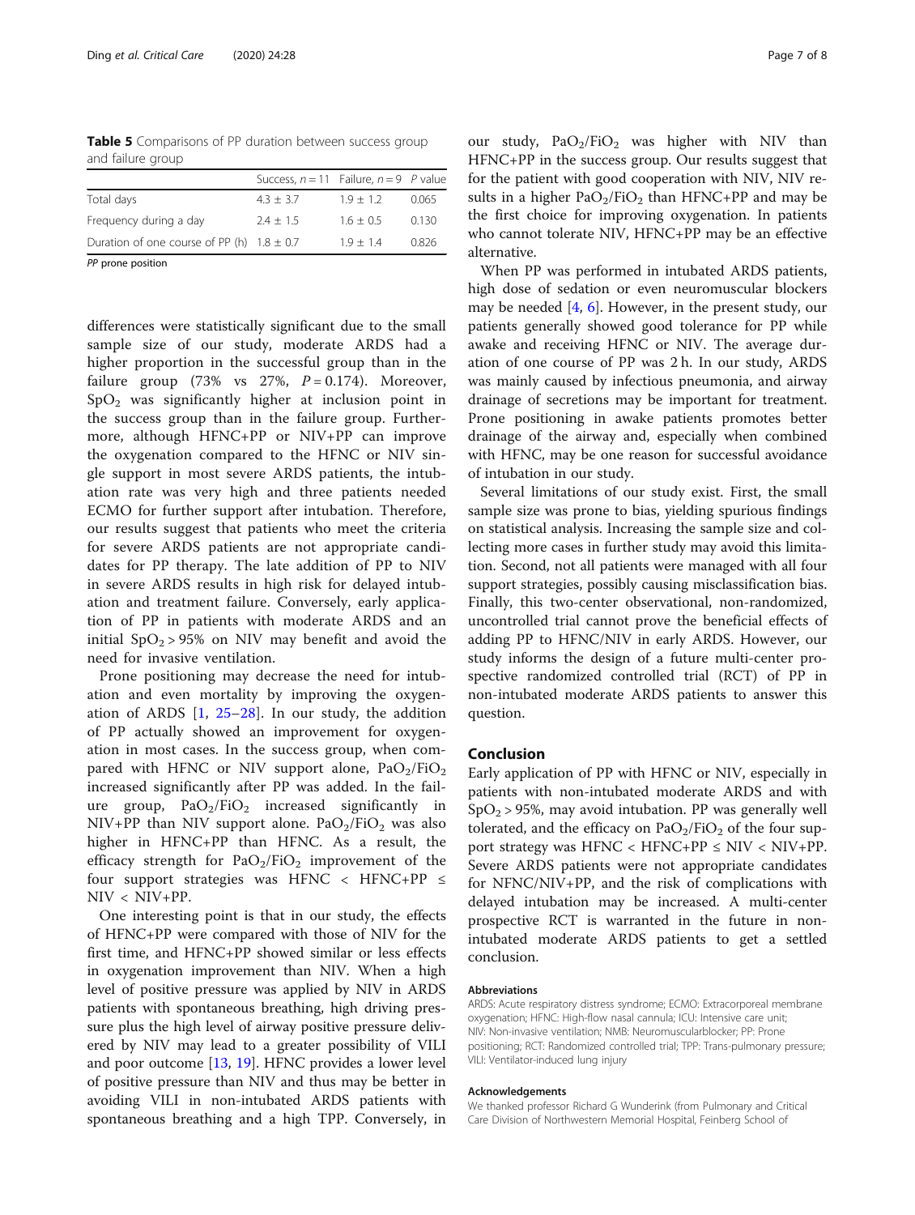**Table 5** Comparisons of PP duration between success group and failure group

| | Success, $n = 11$ | Failure, $n = 9$ | $P$ value |
|---|---|---|---|
| Total days | 4.3 ± 3.7 | 1.9 ± 1.2 | 0.065 |
| Frequency during a day | 2.4 ± 1.5 | 1.6 ± 0.5 | 0.130 |
| Duration of one course of PP (h) | 1.8 ± 0.7 | 1.9 ± 1.4 | 0.826 |

*PP* prone position

differences were statistically significant due to the small sample size of our study, moderate ARDS had a higher proportion in the successful group than in the failure group (73% vs 27%, $P = 0.174$). Moreover, $SpO_2$ was significantly higher at inclusion point in the success group than in the failure group. Furthermore, although HFNC+PP or NIV+PP can improve the oxygenation compared to the HFNC or NIV single support in most severe ARDS patients, the intubation rate was very high and three patients needed ECMO for further support after intubation. Therefore, our results suggest that patients who meet the criteria for severe ARDS patients are not appropriate candidates for PP therapy. The late addition of PP to NIV in severe ARDS results in high risk for delayed intubation and treatment failure. Conversely, early application of PP in patients with moderate ARDS and an initial $SpO_2 > 95\%$ on NIV may benefit and avoid the need for invasive ventilation.

Prone positioning may decrease the need for intubation and even mortality by improving the oxygenation of ARDS [1, 25–28]. In our study, the addition of PP actually showed an improvement for oxygenation in most cases. In the success group, when compared with HFNC or NIV support alone, $PaO_2/FiO_2$ increased significantly after PP was added. In the failure group, $PaO_2/FiO_2$ increased significantly in NIV+PP than NIV support alone. $PaO_2/FiO_2$ was also higher in HFNC+PP than HFNC. As a result, the efficacy strength for $PaO_2/FiO_2$ improvement of the four support strategies was HFNC < HFNC+PP ≤ NIV < NIV+PP.

One interesting point is that in our study, the effects of HFNC+PP were compared with those of NIV for the first time, and HFNC+PP showed similar or less effects in oxygenation improvement than NIV. When a high level of positive pressure was applied by NIV in ARDS patients with spontaneous breathing, high driving pressure plus the high level of airway positive pressure delivered by NIV may lead to a greater possibility of VILI and poor outcome [13, 19]. HFNC provides a lower level of positive pressure than NIV and thus may be better in avoiding VILI in non-intubated ARDS patients with spontaneous breathing and a high TPP. Conversely, in our study, $PaO_2/FiO_2$ was higher with NIV than HFNC+PP in the success group. Our results suggest that for the patient with good cooperation with NIV, NIV results in a higher $PaO_2/FiO_2$ than HFNC+PP and may be the first choice for improving oxygenation. In patients who cannot tolerate NIV, HFNC+PP may be an effective alternative.

When PP was performed in intubated ARDS patients, high dose of sedation or even neuromuscular blockers may be needed [4, 6]. However, in the present study, our patients generally showed good tolerance for PP while awake and receiving HFNC or NIV. The average duration of one course of PP was 2 h. In our study, ARDS was mainly caused by infectious pneumonia, and airway drainage of secretions may be important for treatment. Prone positioning in awake patients promotes better drainage of the airway and, especially when combined with HFNC, may be one reason for successful avoidance of intubation in our study.

Several limitations of our study exist. First, the small sample size was prone to bias, yielding spurious findings on statistical analysis. Increasing the sample size and collecting more cases in further study may avoid this limitation. Second, not all patients were managed with all four support strategies, possibly causing misclassification bias. Finally, this two-center observational, non-randomized, uncontrolled trial cannot prove the beneficial effects of adding PP to HFNC/NIV in early ARDS. However, our study informs the design of a future multi-center prospective randomized controlled trial (RCT) of PP in non-intubated moderate ARDS patients to answer this question.

## Conclusion

Early application of PP with HFNC or NIV, especially in patients with non-intubated moderate ARDS and with $SpO_2 > 95\%$, may avoid intubation. PP was generally well tolerated, and the efficacy on $PaO_2/FiO_2$ of the four support strategy was HFNC < HFNC+PP ≤ NIV < NIV+PP. Severe ARDS patients were not appropriate candidates for NFNC/NIV+PP, and the risk of complications with delayed intubation may be increased. A multi-center prospective RCT is warranted in the future in non-intubated moderate ARDS patients to get a settled conclusion.

#### Abbreviations

ARDS: Acute respiratory distress syndrome; ECMO: Extracorporeal membrane oxygenation; HFNC: High-flow nasal cannula; ICU: Intensive care unit; NIV: Non-invasive ventilation; NMB: Neuromuscularblocker; PP: Prone positioning; RCT: Randomized controlled trial; TPP: Trans-pulmonary pressure; VILI: Ventilator-induced lung injury

#### Acknowledgements

We thanked professor Richard G Wunderink (from Pulmonary and Critical Care Division of Northwestern Memorial Hospital, Feinberg School of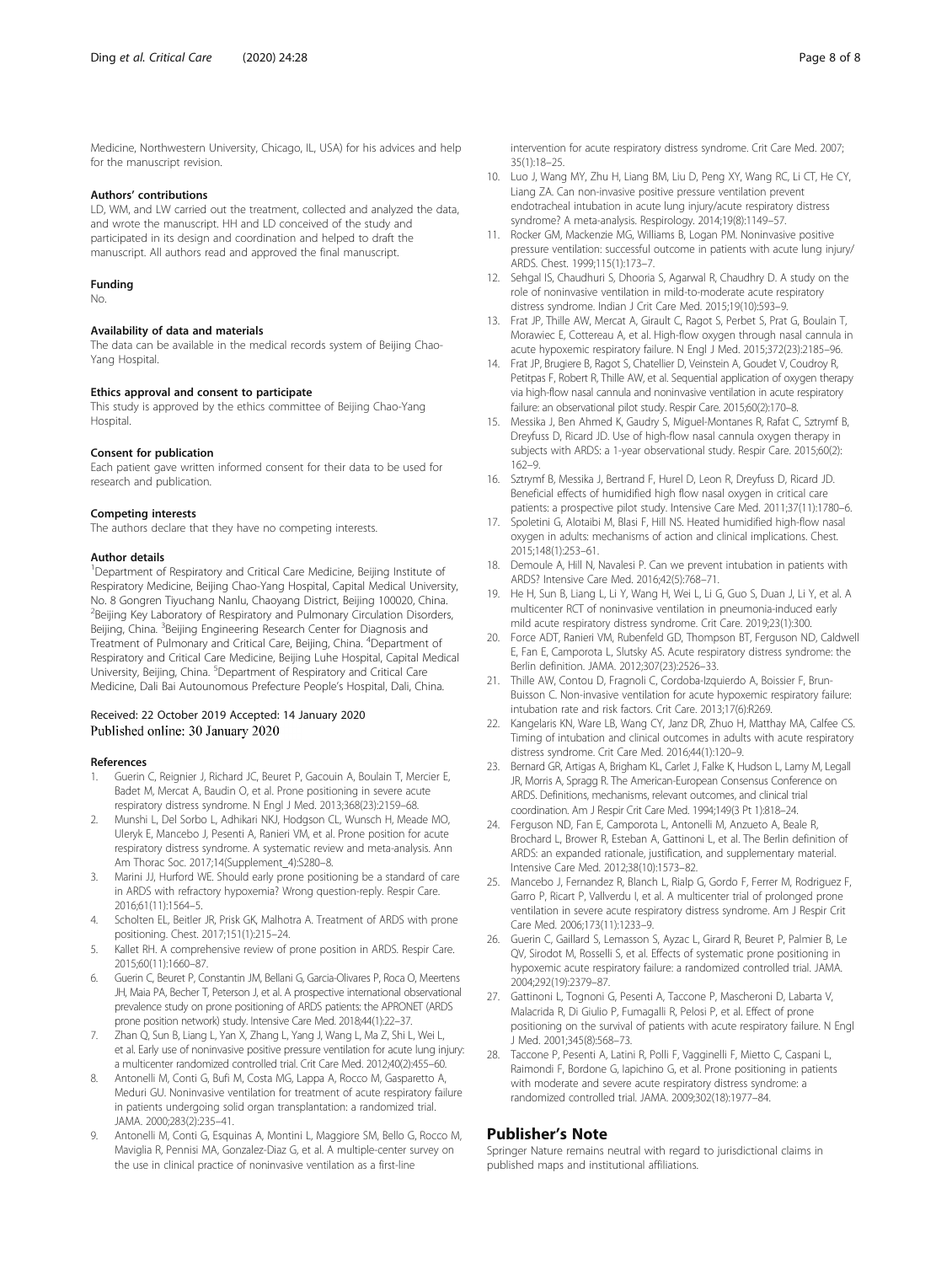Medicine, Northwestern University, Chicago, IL, USA) for his advices and help for the manuscript revision.

#### Authors' contributions

LD, WM, and LW carried out the treatment, collected and analyzed the data, and wrote the manuscript. HH and LD conceived of the study and participated in its design and coordination and helped to draft the manuscript. All authors read and approved the final manuscript.

#### Funding

No.

#### Availability of data and materials

The data can be available in the medical records system of Beijing Chao-Yang Hospital.

#### Ethics approval and consent to participate

This study is approved by the ethics committee of Beijing Chao-Yang Hospital.

#### Consent for publication

Each patient gave written informed consent for their data to be used for research and publication.

#### Competing interests

The authors declare that they have no competing interests.

#### Author details

[1]Department of Respiratory and Critical Care Medicine, Beijing Institute of Respiratory Medicine, Beijing Chao-Yang Hospital, Capital Medical University, No. 8 Gongren Tiyuchang Nanlu, Chaoyang District, Beijing 100020, China. [2]Beijing Key Laboratory of Respiratory and Pulmonary Circulation Disorders, Beijing, China. [3]Beijing Engineering Research Center for Diagnosis and Treatment of Pulmonary and Critical Care, Beijing, China. [4]Department of Respiratory and Critical Care Medicine, Beijing Luhe Hospital, Capital Medical University, Beijing, China. [5]Department of Respiratory and Critical Care Medicine, Dali Bai Autounomous Prefecture People's Hospital, Dali, China.

Received: 22 October 2019 Accepted: 14 January 2020
Published online: 30 January 2020

#### References

1. Guerin C, Reignier J, Richard JC, Beuret P, Gacouin A, Boulain T, Mercier E, Badet M, Mercat A, Baudin O, et al. Prone positioning in severe acute respiratory distress syndrome. N Engl J Med. 2013;368(23):2159–68.
2. Munshi L, Del Sorbo L, Adhikari NKJ, Hodgson CL, Wunsch H, Meade MO, Uleryk E, Mancebo J, Pesenti A, Ranieri VM, et al. Prone position for acute respiratory distress syndrome. A systematic review and meta-analysis. Ann Am Thorac Soc. 2017;14(Supplement_4):S280–8.
3. Marini JJ, Hurford WE. Should early prone positioning be a standard of care in ARDS with refractory hypoxemia? Wrong question-reply. Respir Care. 2016;61(11):1564–5.
4. Scholten EL, Beitler JR, Prisk GK, Malhotra A. Treatment of ARDS with prone positioning. Chest. 2017;151(1):215–24.
5. Kallet RH. A comprehensive review of prone position in ARDS. Respir Care. 2015;60(11):1660–87.
6. Guerin C, Beuret P, Constantin JM, Bellani G, Garcia-Olivares P, Roca O, Meertens JH, Maia PA, Becher T, Peterson J, et al. A prospective international observational prevalence study on prone positioning of ARDS patients: the APRONET (ARDS prone position network) study. Intensive Care Med. 2018;44(1):22–37.
7. Zhan Q, Sun B, Liang L, Yan X, Zhang L, Yang J, Wang L, Ma Z, Shi L, Wei L, et al. Early use of noninvasive positive pressure ventilation for acute lung injury: a multicenter randomized controlled trial. Crit Care Med. 2012;40(2):455–60.
8. Antonelli M, Conti G, Bufi M, Costa MG, Lappa A, Rocco M, Gasparetto A, Meduri GU. Noninvasive ventilation for treatment of acute respiratory failure in patients undergoing solid organ transplantation: a randomized trial. JAMA. 2000;283(2):235–41.
9. Antonelli M, Conti G, Esquinas A, Montini L, Maggiore SM, Bello G, Rocco M, Maviglia R, Pennisi MA, Gonzalez-Diaz G, et al. A multiple-center survey on the use in clinical practice of noninvasive ventilation as a first-line intervention for acute respiratory distress syndrome. Crit Care Med. 2007; 35(1):18–25.
10. Luo J, Wang MY, Zhu H, Liang BM, Liu D, Peng XY, Wang RC, Li CT, He CY, Liang ZA. Can non-invasive positive pressure ventilation prevent endotracheal intubation in acute lung injury/acute respiratory distress syndrome? A meta-analysis. Respirology. 2014;19(8):1149–57.
11. Rocker GM, Mackenzie MG, Williams B, Logan PM. Noninvasive positive pressure ventilation: successful outcome in patients with acute lung injury/ ARDS. Chest. 1999;115(1):173–7.
12. Sehgal IS, Chaudhuri S, Dhooria S, Agarwal R, Chaudhry D. A study on the role of noninvasive ventilation in mild-to-moderate acute respiratory distress syndrome. Indian J Crit Care Med. 2015;19(10):593–9.
13. Frat JP, Thille AW, Mercat A, Girault C, Ragot S, Perbet S, Prat G, Boulain T, Morawiec E, Cottereau A, et al. High-flow oxygen through nasal cannula in acute hypoxemic respiratory failure. N Engl J Med. 2015;372(23):2185–96.
14. Frat JP, Brugiere B, Ragot S, Chatellier D, Veinstein A, Goudet V, Coudroy R, Petitpas F, Robert R, Thille AW, et al. Sequential application of oxygen therapy via high-flow nasal cannula and noninvasive ventilation in acute respiratory failure: an observational pilot study. Respir Care. 2015;60(2):170–8.
15. Messika J, Ben Ahmed K, Gaudry S, Miguel-Montanes R, Rafat C, Sztrymf B, Dreyfuss D, Ricard JD. Use of high-flow nasal cannula oxygen therapy in subjects with ARDS: a 1-year observational study. Respir Care. 2015;60(2): 162–9.
16. Sztrymf B, Messika J, Bertrand F, Hurel D, Leon R, Dreyfuss D, Ricard JD. Beneficial effects of humidified high flow nasal oxygen in critical care patients: a prospective pilot study. Intensive Care Med. 2011;37(11):1780–6.
17. Spoletini G, Alotaibi M, Blasi F, Hill NS. Heated humidified high-flow nasal oxygen in adults: mechanisms of action and clinical implications. Chest. 2015;148(1):253–61.
18. Demoule A, Hill N, Navalesi P. Can we prevent intubation in patients with ARDS? Intensive Care Med. 2016;42(5):768–71.
19. He H, Sun B, Liang L, Li Y, Wang H, Wei L, Li G, Guo S, Duan J, Li Y, et al. A multicenter RCT of noninvasive ventilation in pneumonia-induced early mild acute respiratory distress syndrome. Crit Care. 2019;23(1):300.
20. Force ADT, Ranieri VM, Rubenfeld GD, Thompson BT, Ferguson ND, Caldwell E, Fan E, Camporota L, Slutsky AS. Acute respiratory distress syndrome: the Berlin definition. JAMA. 2012;307(23):2526–33.
21. Thille AW, Contou D, Fragnoli C, Cordoba-Izquierdo A, Boissier F, Brun-Buisson C. Non-invasive ventilation for acute hypoxemic respiratory failure: intubation rate and risk factors. Crit Care. 2013;17(6):R269.
22. Kangelaris KN, Ware LB, Wang CY, Janz DR, Zhuo H, Matthay MA, Calfee CS. Timing of intubation and clinical outcomes in adults with acute respiratory distress syndrome. Crit Care Med. 2016;44(1):120–9.
23. Bernard GR, Artigas A, Brigham KL, Carlet J, Falke K, Hudson L, Lamy M, Legall JR, Morris A, Spragg R. The American-European Consensus Conference on ARDS. Definitions, mechanisms, relevant outcomes, and clinical trial coordination. Am J Respir Crit Care Med. 1994;149(3 Pt 1):818–24.
24. Ferguson ND, Fan E, Camporota L, Antonelli M, Anzueto A, Beale R, Brochard L, Brower R, Esteban A, Gattinoni L, et al. The Berlin definition of ARDS: an expanded rationale, justification, and supplementary material. Intensive Care Med. 2012;38(10):1573–82.
25. Mancebo J, Fernandez R, Blanch L, Rialp G, Gordo F, Ferrer M, Rodriguez F, Garro P, Ricart P, Vallverdu I, et al. A multicenter trial of prolonged prone ventilation in severe acute respiratory distress syndrome. Am J Respir Crit Care Med. 2006;173(11):1233–9.
26. Guerin C, Gaillard S, Lemasson S, Ayzac L, Girard R, Beuret P, Palmier B, Le QV, Sirodot M, Rosselli S, et al. Effects of systematic prone positioning in hypoxemic acute respiratory failure: a randomized controlled trial. JAMA. 2004;292(19):2379–87.
27. Gattinoni L, Tognoni G, Pesenti A, Taccone P, Mascheroni D, Labarta V, Malacrida R, Di Giulio P, Fumagalli R, Pelosi P, et al. Effect of prone positioning on the survival of patients with acute respiratory failure. N Engl J Med. 2001;345(8):568–73.
28. Taccone P, Pesenti A, Latini R, Polli F, Vagginelli F, Mietto C, Caspani L, Raimondi F, Bordone G, Iapichino G, et al. Prone positioning in patients with moderate and severe acute respiratory distress syndrome: a randomized controlled trial. JAMA. 2009;302(18):1977–84.

## Publisher's Note

Springer Nature remains neutral with regard to jurisdictional claims in published maps and institutional affiliations.